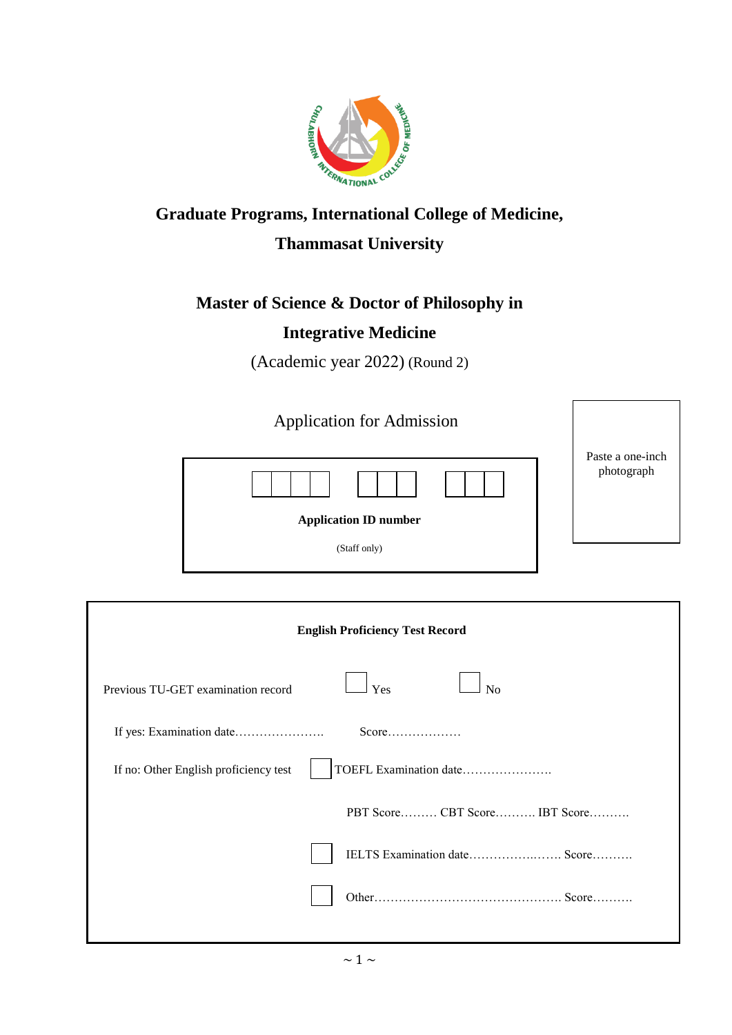# Graduate Programs, International College of Medicine,

# Thammasat University

## Master of Science & Doctor of Philosophy in

## Integrative Medicine

(Academic year 2022) (Round 2)

### Application for Admission

| | | | | | | | | | |
|---|---|---|---|---|---|---|---|---|---|
| | | | | | | | | | |

**Application ID number**

(Staff only)

Paste a one-inch photograph

---

**English Proficiency Test Record**

Previous TU-GET examination record ☐ Yes ☐ No

If yes: Examination date…………………. Score………………

If no: Other English proficiency test ☐ TOEFL Examination date………………….

PBT Score……… CBT Score………. IBT Score……….

☐ IELTS Examination date………………..……. Score……….

☐ Other………………………………………. Score……….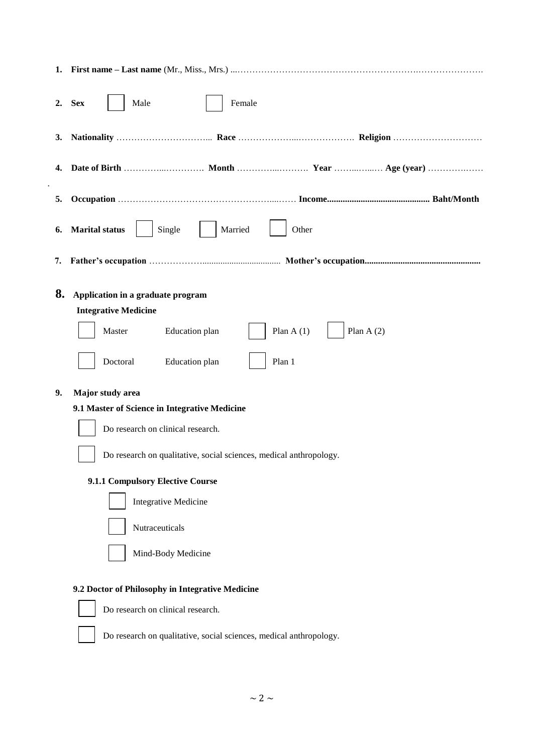1. **First name – Last name** (Mr., Miss., Mrs.) ...…………………………………………………….………………….

2. **Sex** ☐ Male ☐ Female

3. **Nationality** …………………………... **Race** ………………...………………. **Religion** …………………………

4. **Date of Birth** …………...…………. **Month** …………...………. **Year** ……...…...… **Age (year)** ……………..……

5. **Occupation** ……………………………………………....…… **Income.............................................. Baht/Month**

6. **Marital status** ☐ Single ☐ Married ☐ Other

7. **Father's occupation** ………………................................... **Mother's occupation...................................................**

8. **Application in a graduate program**

**Integrative Medicine**

☐ Master Education plan ☐ Plan A (1) ☐ Plan A (2)

☐ Doctoral Education plan ☐ Plan 1

9. **Major study area**

**9.1 Master of Science in Integrative Medicine**

☐ Do research on clinical research.

☐ Do research on qualitative, social sciences, medical anthropology.

**9.1.1 Compulsory Elective Course**

☐ Integrative Medicine

☐ Nutraceuticals

☐ Mind-Body Medicine

**9.2 Doctor of Philosophy in Integrative Medicine**

☐ Do research on clinical research.

☐ Do research on qualitative, social sciences, medical anthropology.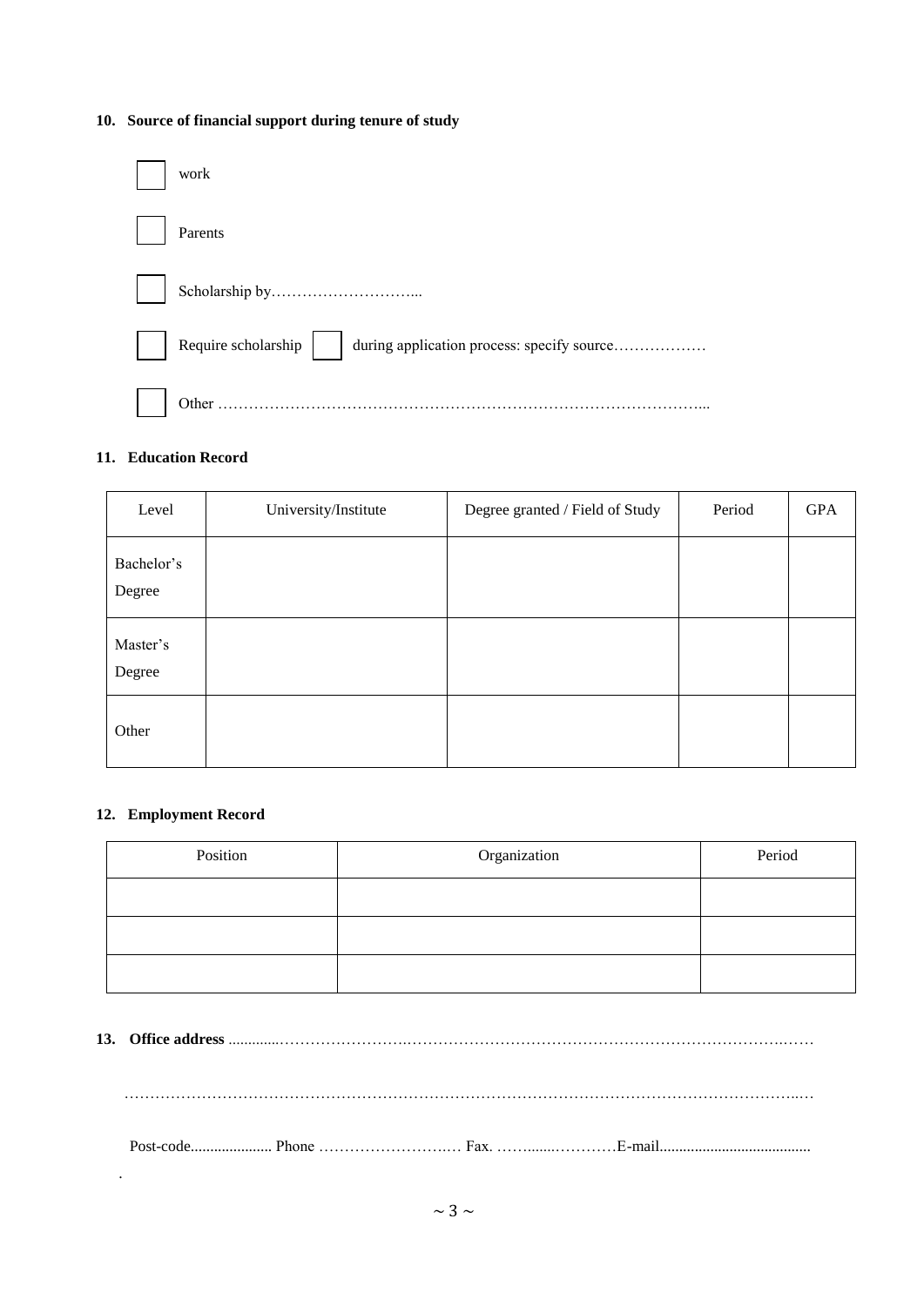**10. Source of financial support during tenure of study**

- ☐ work
- ☐ Parents
- ☐ Scholarship by………………………...
- ☐ Require scholarship ☐ during application process: specify source………………
- ☐ Other …………………………………………………………………………………...

**11. Education Record**

| Level | University/Institute | Degree granted / Field of Study | Period | GPA |
|---|---|---|---|---|
| Bachelor's Degree | | | | |
| Master's Degree | | | | |
| Other | | | | |

**12. Employment Record**

| Position | Organization | Period |
|---|---|---|
| | | |
| | | |
| | | |

**13. Office address** ............…………………….…………………………………………………………….……

……………………………………………………………………………………………………………..…

Post-code..................... Phone ……………………..… Fax. ……......…………E-mail.......................................

.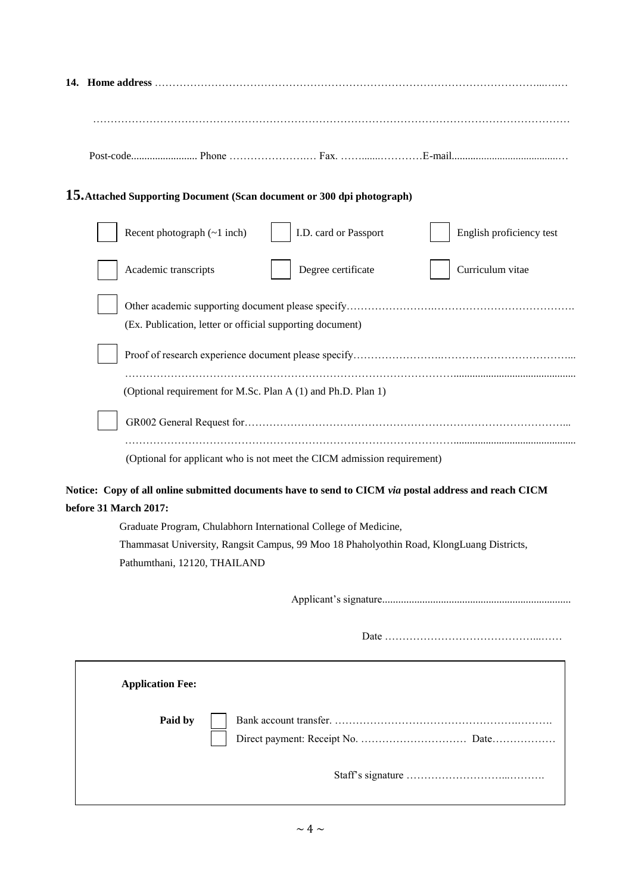**14. Home address** ……………………………………………………………………………………………………...….

……………………………………………………………………………………………………………………

Post-code......................... Phone ………………….… Fax. ……......…………E-mail.........................................…

## 15. Attached Supporting Document (Scan document or 300 dpi photograph)

☐ Recent photograph (~1 inch) ☐ I.D. card or Passport ☐ English proficiency test

☐ Academic transcripts ☐ Degree certificate ☐ Curriculum vitae

☐ Other academic supporting document please specify……………………….………………………………….
(Ex. Publication, letter or official supporting document)

☐ Proof of research experience document please specify……………………….……………………………...
…………………………………………………………………………………..........................................
(Optional requirement for M.Sc. Plan A (1) and Ph.D. Plan 1)

☐ GR002 General Request for……………………………………………………………………………...
…………………………………………………………………………………..........................................
(Optional for applicant who is not meet the CICM admission requirement)

**Notice: Copy of all online submitted documents have to send to CICM *via* postal address and reach CICM before 31 March 2017:**

Graduate Program, Chulabhorn International College of Medicine,
Thammasat University, Rangsit Campus, 99 Moo 18 Phaholyothin Road, KlongLuang Districts,
Pathumthani, 12120, THAILAND

Applicant's signature......................................................................

Date ……………………………………...……

**Application Fee:**

**Paid by** ☐ Bank account transfer. …………………………………………………….……….
☐ Direct payment: Receipt No. ………………………… Date………………

Staff's signature ……………………...……….